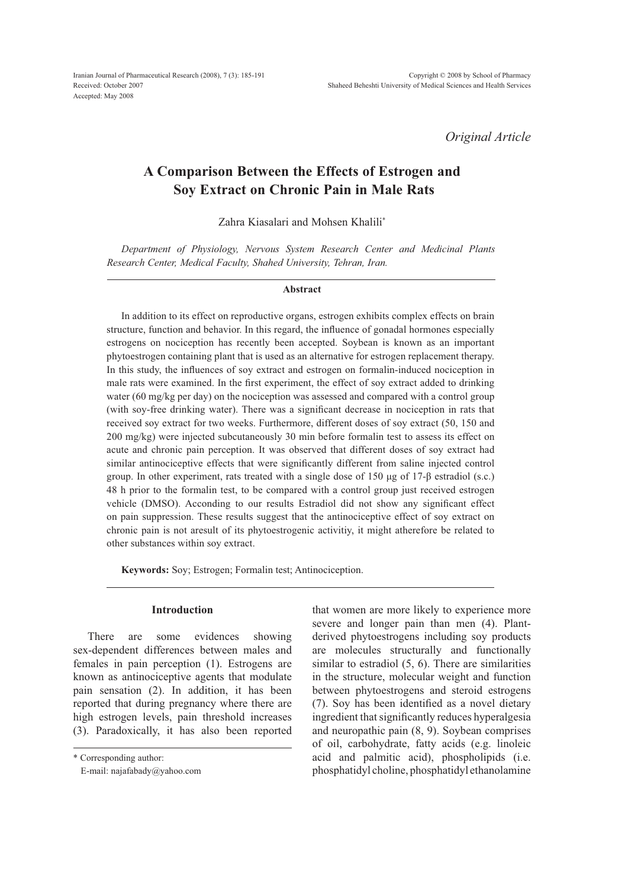Original Article

# A Comparison Between the Effects of Estrogen and Soy Extract on Chronic Pain in Male Rats

Zahra Kiasalari and Mohsen Khalili*

*Department of Physiology, Nervous System Research Center and Medicinal Plants Research Center, Medical Faculty, Shahed University, Tehran, Iran.*

### Abstract

In addition to its effect on reproductive organs, estrogen exhibits complex effects on brain structure, function and behavior. In this regard, the influence of gonadal hormones especially estrogens on nociception has recently been accepted. Soybean is known as an important phytoestrogen containing plant that is used as an alternative for estrogen replacement therapy. In this study, the influences of soy extract and estrogen on formalin-induced nociception in male rats were examined. In the first experiment, the effect of soy extract added to drinking water (60 mg/kg per day) on the nociception was assessed and compared with a control group (with soy-free drinking water). There was a significant decrease in nociception in rats that received soy extract for two weeks. Furthermore, different doses of soy extract (50, 150 and 200 mg/kg) were injected subcutaneously 30 min before formalin test to assess its effect on acute and chronic pain perception. It was observed that different doses of soy extract had similar antinociceptive effects that were significantly different from saline injected control group. In other experiment, rats treated with a single dose of 150 μg of 17-β estradiol (s.c.) 48 h prior to the formalin test, to be compared with a control group just received estrogen vehicle (DMSO). According to our results Estradiol did not show any significant effect on pain suppression. These results suggest that the antinociceptive effect of soy extract on chronic pain is not aresult of its phytoestrogenic activitiy, it might atherefore be related to other substances within soy extract.

**Keywords:** Soy; Estrogen; Formalin test; Antinociception.

## Introduction

There are some evidences showing sex-dependent differences between males and females in pain perception (1). Estrogens are known as antinociceptive agents that modulate pain sensation (2). In addition, it has been reported that during pregnancy where there are high estrogen levels, pain threshold increases (3). Paradoxically, it has also been reported that women are more likely to experience more severe and longer pain than men (4). Plant-derived phytoestrogens including soy products are molecules structurally and functionally similar to estradiol (5, 6). There are similarities in the structure, molecular weight and function between phytoestrogens and steroid estrogens (7). Soy has been identified as a novel dietary ingredient that significantly reduces hyperalgesia and neuropathic pain (8, 9). Soybean comprises of oil, carbohydrate, fatty acids (e.g. linoleic acid and palmitic acid), phospholipids (i.e. phosphatidyl choline, phosphatidyl ethanolamine

* Corresponding author:
E-mail: najafabady@yahoo.com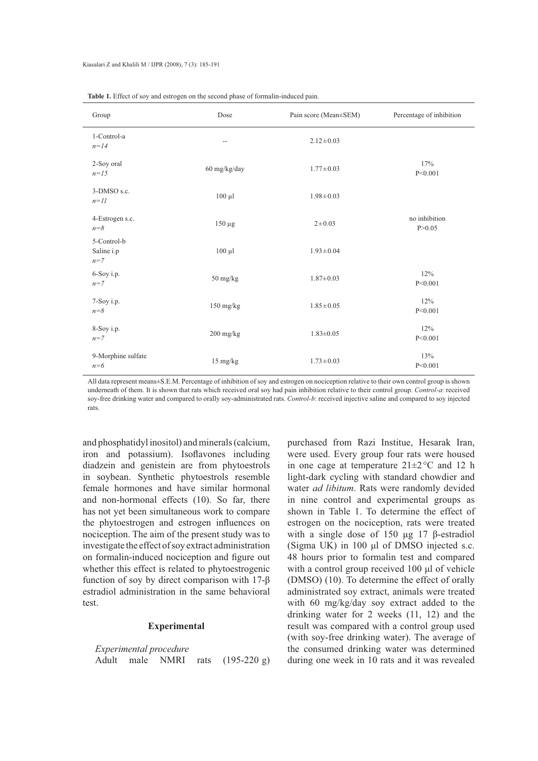**Table 1.** Effect of soy and estrogen on the second phase of formalin-induced pain.

| Group | Dose | Pain score (Mean±SEM) | Percentage of inhibition |
|---|---|---|---|
| 1-Control-a *n=14* | -- | 2.12±0.03 | |
| 2-Soy oral *n=15* | 60 mg/kg/day | 1.77±0.03 | 17% P<0.001 |
| 3-DMSO s.c. *n=11* | 100 µl | 1.98±0.03 | |
| 4-Estrogen s.c. *n=8* | 150 µg | 2±0.03 | no inhibition P>0.05 |
| 5-Control-b Saline i.p *n=7* | 100 µl | 1.93±0.04 | |
| 6-Soy i.p. *n=7* | 50 mg/kg | 1.87±0.03 | 12% P<0.001 |
| 7-Soy i.p. *n=8* | 150 mg/kg | 1.85±0.05 | 12% P<0.001 |
| 8-Soy i.p. *n=7* | 200 mg/kg | 1.83±0.05 | 12% P<0.001 |
| 9-Morphine sulfate *n=6* | 15 mg/kg | 1.73±0.03 | 13% P<0.001 |

All data represent means±S.E.M. Percentage of inhibition of soy and estrogen on nociception relative to their own control group is shown underneath of them. It is shown that rats which received oral soy had pain inhibition relative to their control group. *Control-a*: received soy-free drinking water and compared to orally soy-administrated rats. *Control-b*: received injective saline and compared to soy injected rats.

and phosphatidyl inositol) and minerals (calcium, iron and potassium). Isoflavones including diadzein and genistein are from phytoestrols in soybean. Synthetic phytoestrols resemble female hormones and have similar hormonal and non-hormonal effects (10). So far, there has not yet been simultaneous work to compare the phytoestrogen and estrogen influences on nociception. The aim of the present study was to investigate the effect of soy extract administration on formalin-induced nociception and figure out whether this effect is related to phytoestrogenic function of soy by direct comparison with 17-β estradiol administration in the same behavioral test.

## Experimental

*Experimental procedure*

Adult male NMRI rats (195-220 g) purchased from Razi Institue, Hesarak Iran, were used. Every group four rats were housed in one cage at temperature 21±2 °C and 12 h light-dark cycling with standard chowdier and water *ad libitum*. Rats were randomly devided in nine control and experimental groups as shown in Table 1. To determine the effect of estrogen on the nociception, rats were treated with a single dose of 150 µg 17 β-estradiol (Sigma UK) in 100 µl of DMSO injected s.c. 48 hours prior to formalin test and compared with a control group received 100 µl of vehicle (DMSO) (10). To determine the effect of orally administrated soy extract, animals were treated with 60 mg/kg/day soy extract added to the drinking water for 2 weeks (11, 12) and the result was compared with a control group used (with soy-free drinking water). The average of the consumed drinking water was determined during one week in 10 rats and it was revealed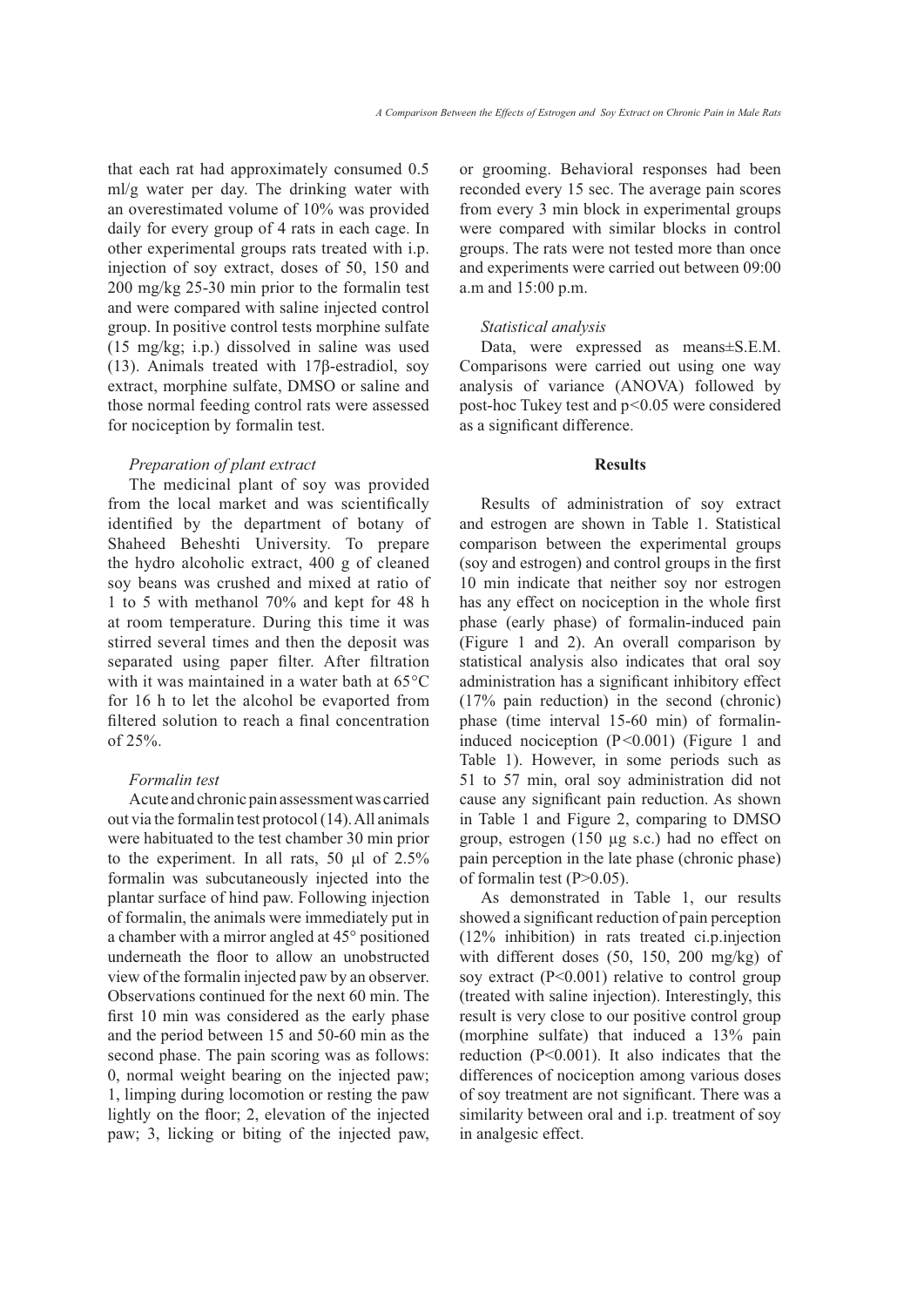that each rat had approximately consumed 0.5 ml/g water per day. The drinking water with an overestimated volume of 10% was provided daily for every group of 4 rats in each cage. In other experimental groups rats treated with i.p. injection of soy extract, doses of 50, 150 and 200 mg/kg 25-30 min prior to the formalin test and were compared with saline injected control group. In positive control tests morphine sulfate (15 mg/kg; i.p.) dissolved in saline was used (13). Animals treated with 17β-estradiol, soy extract, morphine sulfate, DMSO or saline and those normal feeding control rats were assessed for nociception by formalin test.

*Preparation of plant extract*

The medicinal plant of soy was provided from the local market and was scientifically identified by the department of botany of Shaheed Beheshti University. To prepare the hydro alcoholic extract, 400 g of cleaned soy beans was crushed and mixed at ratio of 1 to 5 with methanol 70% and kept for 48 h at room temperature. During this time it was stirred several times and then the deposit was separated using paper filter. After filtration with it was maintained in a water bath at 65°C for 16 h to let the alcohol be evaported from filtered solution to reach a final concentration of 25%.

*Formalin test*

Acute and chronic pain assessment was carried out via the formalin test protocol (14). All animals were habituated to the test chamber 30 min prior to the experiment. In all rats, 50 µl of 2.5% formalin was subcutaneously injected into the plantar surface of hind paw. Following injection of formalin, the animals were immediately put in a chamber with a mirror angled at 45° positioned underneath the floor to allow an unobstructed view of the formalin injected paw by an observer. Observations continued for the next 60 min. The first 10 min was considered as the early phase and the period between 15 and 50-60 min as the second phase. The pain scoring was as follows: 0, normal weight bearing on the injected paw; 1, limping during locomotion or resting the paw lightly on the floor; 2, elevation of the injected paw; 3, licking or biting of the injected paw, or grooming. Behavioral responses had been reconded every 15 sec. The average pain scores from every 3 min block in experimental groups were compared with similar blocks in control groups. The rats were not tested more than once and experiments were carried out between 09:00 a.m and 15:00 p.m.

*Statistical analysis*

Data, were expressed as means±S.E.M. Comparisons were carried out using one way analysis of variance (ANOVA) followed by post-hoc Tukey test and $p<0.05$ were considered as a significant difference.

## Results

Results of administration of soy extract and estrogen are shown in Table 1. Statistical comparison between the experimental groups (soy and estrogen) and control groups in the first 10 min indicate that neither soy nor estrogen has any effect on nociception in the whole first phase (early phase) of formalin-induced pain (Figure 1 and 2). An overall comparison by statistical analysis also indicates that oral soy administration has a significant inhibitory effect (17% pain reduction) in the second (chronic) phase (time interval 15-60 min) of formalin-induced nociception ($P<0.001$) (Figure 1 and Table 1). However, in some periods such as 51 to 57 min, oral soy administration did not cause any significant pain reduction. As shown in Table 1 and Figure 2, comparing to DMSO group, estrogen (150 µg s.c.) had no effect on pain perception in the late phase (chronic phase) of formalin test ($P>0.05$).

As demonstrated in Table 1, our results showed a significant reduction of pain perception (12% inhibition) in rats treated ci.p.injection with different doses (50, 150, 200 mg/kg) of soy extract ($P<0.001$) relative to control group (treated with saline injection). Interestingly, this result is very close to our positive control group (morphine sulfate) that induced a 13% pain reduction ($P<0.001$). It also indicates that the differences of nociception among various doses of soy treatment are not significant. There was a similarity between oral and i.p. treatment of soy in analgesic effect.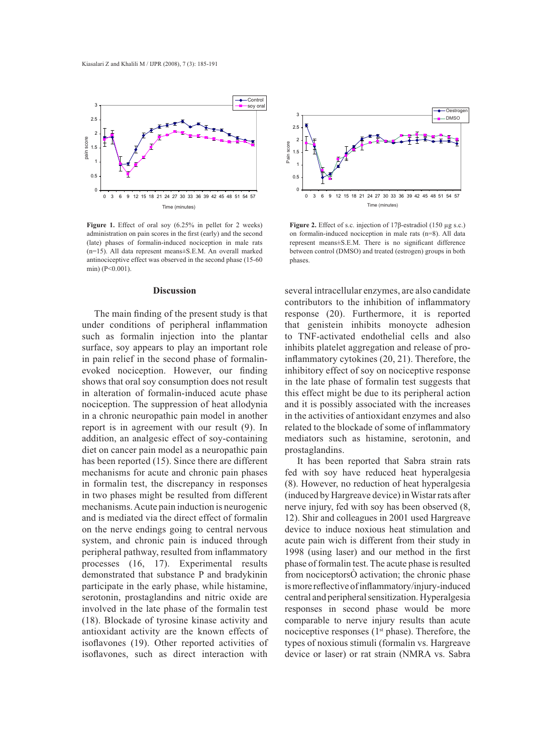Control
soy oral

pain score

3
2.5
2
1.5
1
0.5
0

0 3 6 9 12 15 18 21 24 27 30 33 36 39 42 45 48 51 54 57

Time (minutes)

**Figure 1.** Effect of oral soy (6.25% in pellet for 2 weeks) administration on pain scores in the first (early) and the second (late) phases of formalin-induced nociception in male rats (n=15). All data represent means±S.E.M. An overall marked antinociceptive effect was observed in the second phase (15-60 min) (P<0.001).

Oestrogen
DMSO

Pain score

3
2.5
2
1.5
1
0.5
0

0 3 6 9 12 15 18 21 24 27 30 33 36 39 42 45 48 51 54 57

Time (minutes)

**Figure 2.** Effect of s.c. injection of 17β-estradiol (150 µg s.c.) on formalin-induced nociception in male rats (n=8). All data represent means±S.E.M. There is no significant difference between control (DMSO) and treated (estrogen) groups in both phases.

## Discussion

The main finding of the present study is that under conditions of peripheral inflammation such as formalin injection into the plantar surface, soy appears to play an important role in pain relief in the second phase of formalin-evoked nociception. However, our finding shows that oral soy consumption does not result in alteration of formalin-induced acute phase nociception. The suppression of heat allodynia in a chronic neuropathic pain model in another report is in agreement with our result (9). In addition, an analgesic effect of soy-containing diet on cancer pain model as a neuropathic pain has been reported (15). Since there are different mechanisms for acute and chronic pain phases in formalin test, the discrepancy in responses in two phases might be resulted from different mechanisms. Acute pain induction is neurogenic and is mediated via the direct effect of formalin on the nerve endings going to central nervous system, and chronic pain is induced through peripheral pathway, resulted from inflammatory processes (16, 17). Experimental results demonstrated that substance P and bradykinin participate in the early phase, while histamine, serotonin, prostaglandins and nitric oxide are involved in the late phase of the formalin test (18). Blockade of tyrosine kinase activity and antioxidant activity are the known effects of isoflavones (19). Other reported activities of isoflavones, such as direct interaction with several intracellular enzymes, are also candidate contributors to the inhibition of inflammatory response (20). Furthermore, it is reported that genistein inhibits monoycte adhesion to TNF-activated endothelial cells and also inhibits platelet aggregation and release of pro-inflammatory cytokines (20, 21). Therefore, the inhibitory effect of soy on nociceptive response in the late phase of formalin test suggests that this effect might be due to its peripheral action and it is possibly associated with the increases in the activities of antioxidant enzymes and also related to the blockade of some of inflammatory mediators such as histamine, serotonin, and prostaglandins.

It has been reported that Sabra strain rats fed with soy have reduced heat hyperalgesia (8). However, no reduction of heat hyperalgesia (induced by Hargreave device) in Wistar rats after nerve injury, fed with soy has been observed (8, 12). Shir and colleagues in 2001 used Hargreave device to induce noxious heat stimulation and acute pain wich is different from their study in 1998 (using laser) and our method in the first phase of formalin test. The acute phase is resulted from nociceptorsÒ activation; the chronic phase is more reflective of inflammatory/injury-induced central and peripheral sensitization. Hyperalgesia responses in second phase would be more comparable to nerve injury results than acute nociceptive responses (1st phase). Therefore, the types of noxious stimuli (formalin vs. Hargreave device or laser) or rat strain (NMRA vs. Sabra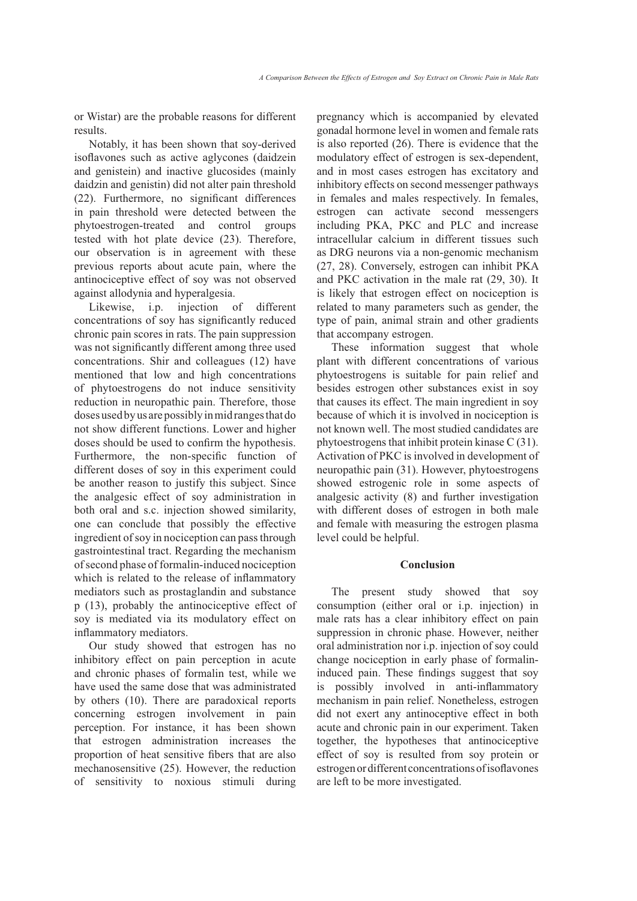or Wistar) are the probable reasons for different results.

Notably, it has been shown that soy-derived isoflavones such as active aglycones (daidzein and genistein) and inactive glucosides (mainly daidzin and genistin) did not alter pain threshold (22). Furthermore, no significant differences in pain threshold were detected between the phytoestrogen-treated and control groups tested with hot plate device (23). Therefore, our observation is in agreement with these previous reports about acute pain, where the antinociceptive effect of soy was not observed against allodynia and hyperalgesia.

Likewise, i.p. injection of different concentrations of soy has significantly reduced chronic pain scores in rats. The pain suppression was not significantly different among three used concentrations. Shir and colleagues (12) have mentioned that low and high concentrations of phytoestrogens do not induce sensitivity reduction in neuropathic pain. Therefore, those doses used by us are possibly in mid ranges that do not show different functions. Lower and higher doses should be used to confirm the hypothesis. Furthermore, the non-specific function of different doses of soy in this experiment could be another reason to justify this subject. Since the analgesic effect of soy administration in both oral and s.c. injection showed similarity, one can conclude that possibly the effective ingredient of soy in nociception can pass through gastrointestinal tract. Regarding the mechanism of second phase of formalin-induced nociception which is related to the release of inflammatory mediators such as prostaglandin and substance p (13), probably the antinociceptive effect of soy is mediated via its modulatory effect on inflammatory mediators.

Our study showed that estrogen has no inhibitory effect on pain perception in acute and chronic phases of formalin test, while we have used the same dose that was administrated by others (10). There are paradoxical reports concerning estrogen involvement in pain perception. For instance, it has been shown that estrogen administration increases the proportion of heat sensitive fibers that are also mechanosensitive (25). However, the reduction of sensitivity to noxious stimuli during pregnancy which is accompanied by elevated gonadal hormone level in women and female rats is also reported (26). There is evidence that the modulatory effect of estrogen is sex-dependent, and in most cases estrogen has excitatory and inhibitory effects on second messenger pathways in females and males respectively. In females, estrogen can activate second messengers including PKA, PKC and PLC and increase intracellular calcium in different tissues such as DRG neurons via a non-genomic mechanism (27, 28). Conversely, estrogen can inhibit PKA and PKC activation in the male rat (29, 30). It is likely that estrogen effect on nociception is related to many parameters such as gender, the type of pain, animal strain and other gradients that accompany estrogen.

These information suggest that whole plant with different concentrations of various phytoestrogens is suitable for pain relief and besides estrogen other substances exist in soy that causes its effect. The main ingredient in soy because of which it is involved in nociception is not known well. The most studied candidates are phytoestrogens that inhibit protein kinase C (31). Activation of PKC is involved in development of neuropathic pain (31). However, phytoestrogens showed estrogenic role in some aspects of analgesic activity (8) and further investigation with different doses of estrogen in both male and female with measuring the estrogen plasma level could be helpful.

## Conclusion

The present study showed that soy consumption (either oral or i.p. injection) in male rats has a clear inhibitory effect on pain suppression in chronic phase. However, neither oral administration nor i.p. injection of soy could change nociception in early phase of formalin-induced pain. These findings suggest that soy is possibly involved in anti-inflammatory mechanism in pain relief. Nonetheless, estrogen did not exert any antinoceptive effect in both acute and chronic pain in our experiment. Taken together, the hypotheses that antinociceptive effect of soy is resulted from soy protein or estrogen or different concentrations of isoflavones are left to be more investigated.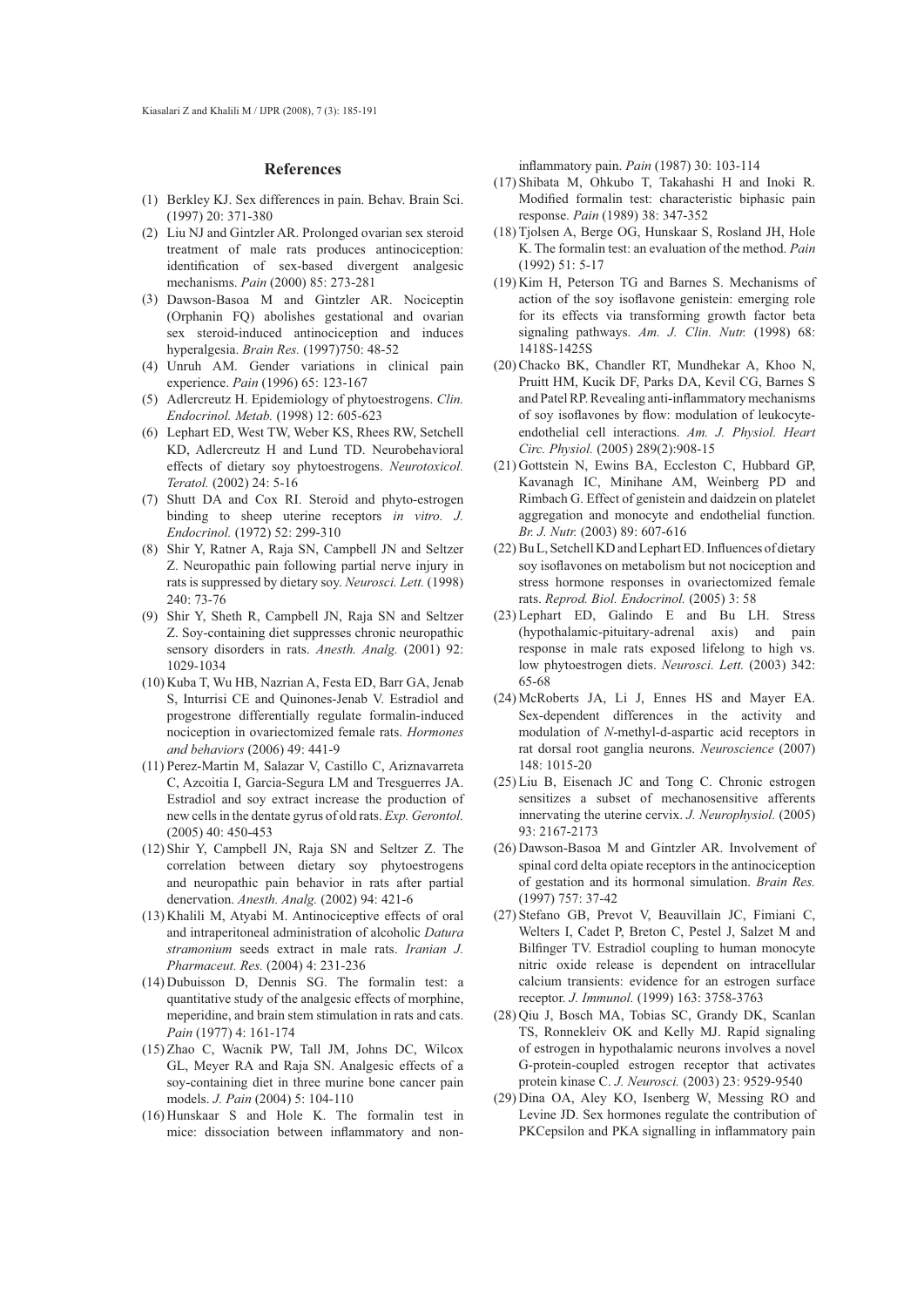## References

(1) Berkley KJ. Sex differences in pain. Behav. Brain Sci. (1997) 20: 371-380

(2) Liu NJ and Gintzler AR. Prolonged ovarian sex steroid treatment of male rats produces antinociception: identification of sex-based divergent analgesic mechanisms. *Pain* (2000) 85: 273-281

(3) Dawson-Basoa M and Gintzler AR. Nociceptin (Orphanin FQ) abolishes gestational and ovarian sex steroid-induced antinociception and induces hyperalgesia. *Brain Res.* (1997)750: 48-52

(4) Unruh AM. Gender variations in clinical pain experience. *Pain* (1996) 65: 123-167

(5) Adlercreutz H. Epidemiology of phytoestrogens. *Clin. Endocrinol. Metab.* (1998) 12: 605-623

(6) Lephart ED, West TW, Weber KS, Rhees RW, Setchell KD, Adlercreutz H and Lund TD. Neurobehavioral effects of dietary soy phytoestrogens. *Neurotoxicol. Teratol.* (2002) 24: 5-16

(7) Shutt DA and Cox RI. Steroid and phyto-estrogen binding to sheep uterine receptors *in vitro*. *J. Endocrinol.* (1972) 52: 299-310

(8) Shir Y, Ratner A, Raja SN, Campbell JN and Seltzer Z. Neuropathic pain following partial nerve injury in rats is suppressed by dietary soy. *Neurosci. Lett.* (1998) 240: 73-76

(9) Shir Y, Sheth R, Campbell JN, Raja SN and Seltzer Z. Soy-containing diet suppresses chronic neuropathic sensory disorders in rats. *Anesth. Analg.* (2001) 92: 1029-1034

(10) Kuba T, Wu HB, Nazrian A, Festa ED, Barr GA, Jenab S, Inturrisi CE and Quinones-Jenab V. Estradiol and progestrone differentially regulate formalin-induced nociception in ovariectomized female rats. *Hormones and behaviors* (2006) 49: 441-9

(11) Perez-Martin M, Salazar V, Castillo C, Ariznavarreta C, Azcoitia I, Garcia-Segura LM and Tresguerres JA. Estradiol and soy extract increase the production of new cells in the dentate gyrus of old rats. *Exp. Gerontol.* (2005) 40: 450-453

(12) Shir Y, Campbell JN, Raja SN and Seltzer Z. The correlation between dietary soy phytoestrogens and neuropathic pain behavior in rats after partial denervation. *Anesth. Analg.* (2002) 94: 421-6

(13) Khalili M, Atyabi M. Antinociceptive effects of oral and intraperitoneal administration of alcoholic *Datura stramonium* seeds extract in male rats. *Iranian J. Pharmaceut. Res.* (2004) 4: 231-236

(14) Dubuisson D, Dennis SG. The formalin test: a quantitative study of the analgesic effects of morphine, meperidine, and brain stem stimulation in rats and cats. *Pain* (1977) 4: 161-174

(15) Zhao C, Wacnik PW, Tall JM, Johns DC, Wilcox GL, Meyer RA and Raja SN. Analgesic effects of a soy-containing diet in three murine bone cancer pain models. *J. Pain* (2004) 5: 104-110

(16) Hunskaar S and Hole K. The formalin test in mice: dissociation between inflammatory and non-inflammatory pain. *Pain* (1987) 30: 103-114

(17) Shibata M, Ohkubo T, Takahashi H and Inoki R. Modified formalin test: characteristic biphasic pain response. *Pain* (1989) 38: 347-352

(18) Tjolsen A, Berge OG, Hunskaar S, Rosland JH, Hole K. The formalin test: an evaluation of the method. *Pain* (1992) 51: 5-17

(19) Kim H, Peterson TG and Barnes S. Mechanisms of action of the soy isoflavone genistein: emerging role for its effects via transforming growth factor beta signaling pathways. *Am. J. Clin. Nutr.* (1998) 68: 1418S-1425S

(20) Chacko BK, Chandler RT, Mundhekar A, Khoo N, Pruitt HM, Kucik DF, Parks DA, Kevil CG, Barnes S and Patel RP. Revealing anti-inflammatory mechanisms of soy isoflavones by flow: modulation of leukocyte-endothelial cell interactions. *Am. J. Physiol. Heart Circ. Physiol.* (2005) 289(2):908-15

(21) Gottstein N, Ewins BA, Eccleston C, Hubbard GP, Kavanagh IC, Minihane AM, Weinberg PD and Rimbach G. Effect of genistein and daidzein on platelet aggregation and monocyte and endothelial function. *Br. J. Nutr.* (2003) 89: 607-616

(22) Bu L, Setchell KD and Lephart ED. Influences of dietary soy isoflavones on metabolism but not nociception and stress hormone responses in ovariectomized female rats. *Reprod. Biol. Endocrinol.* (2005) 3: 58

(23) Lephart ED, Galindo E and Bu LH. Stress (hypothalamic-pituitary-adrenal axis) and pain response in male rats exposed lifelong to high vs. low phytoestrogen diets. *Neurosci. Lett.* (2003) 342: 65-68

(24) McRoberts JA, Li J, Ennes HS and Mayer EA. Sex-dependent differences in the activity and modulation of *N*-methyl-d-aspartic acid receptors in rat dorsal root ganglia neurons. *Neuroscience* (2007) 148: 1015-20

(25) Liu B, Eisenach JC and Tong C. Chronic estrogen sensitizes a subset of mechanosensitive afferents innervating the uterine cervix. *J. Neurophysiol.* (2005) 93: 2167-2173

(26) Dawson-Basoa M and Gintzler AR. Involvement of spinal cord delta opiate receptors in the antinociception of gestation and its hormonal simulation. *Brain Res.* (1997) 757: 37-42

(27) Stefano GB, Prevot V, Beauvillain JC, Fimiani C, Welters I, Cadet P, Breton C, Pestel J, Salzet M and Bilfinger TV. Estradiol coupling to human monocyte nitric oxide release is dependent on intracellular calcium transients: evidence for an estrogen surface receptor. *J. Immunol.* (1999) 163: 3758-3763

(28) Qiu J, Bosch MA, Tobias SC, Grandy DK, Scanlan TS, Ronnekleiv OK and Kelly MJ. Rapid signaling of estrogen in hypothalamic neurons involves a novel G-protein-coupled estrogen receptor that activates protein kinase C. *J. Neurosci.* (2003) 23: 9529-9540

(29) Dina OA, Aley KO, Isenberg W, Messing RO and Levine JD. Sex hormones regulate the contribution of PKCepsilon and PKA signalling in inflammatory pain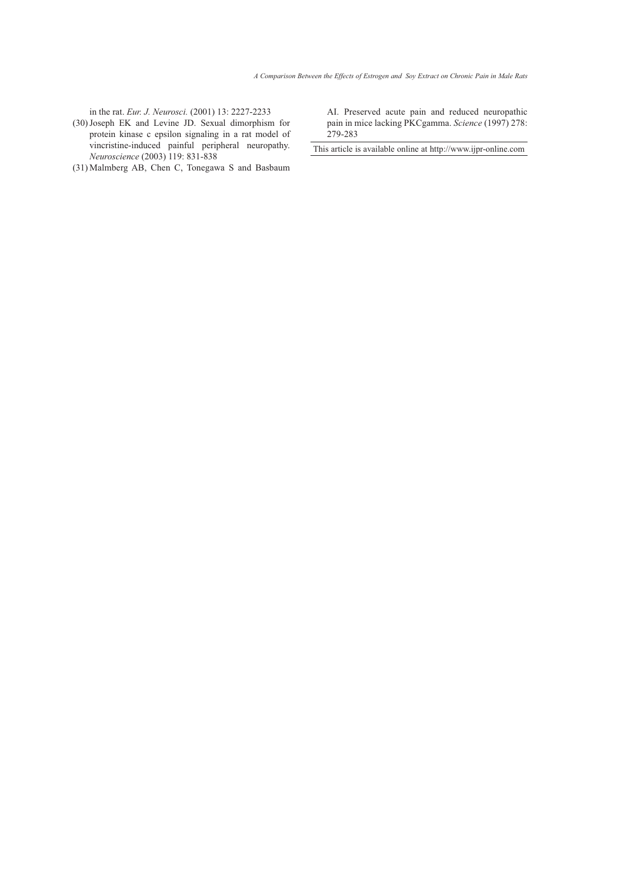in the rat. *Eur. J. Neurosci.* (2001) 13: 2227-2233

(30) Joseph EK and Levine JD. Sexual dimorphism for protein kinase c epsilon signaling in a rat model of vincristine-induced painful peripheral neuropathy. *Neuroscience* (2003) 119: 831-838

(31) Malmberg AB, Chen C, Tonegawa S and Basbaum AI. Preserved acute pain and reduced neuropathic pain in mice lacking PKCgamma. *Science* (1997) 278: 279-283

This article is available online at http://www.ijpr-online.com